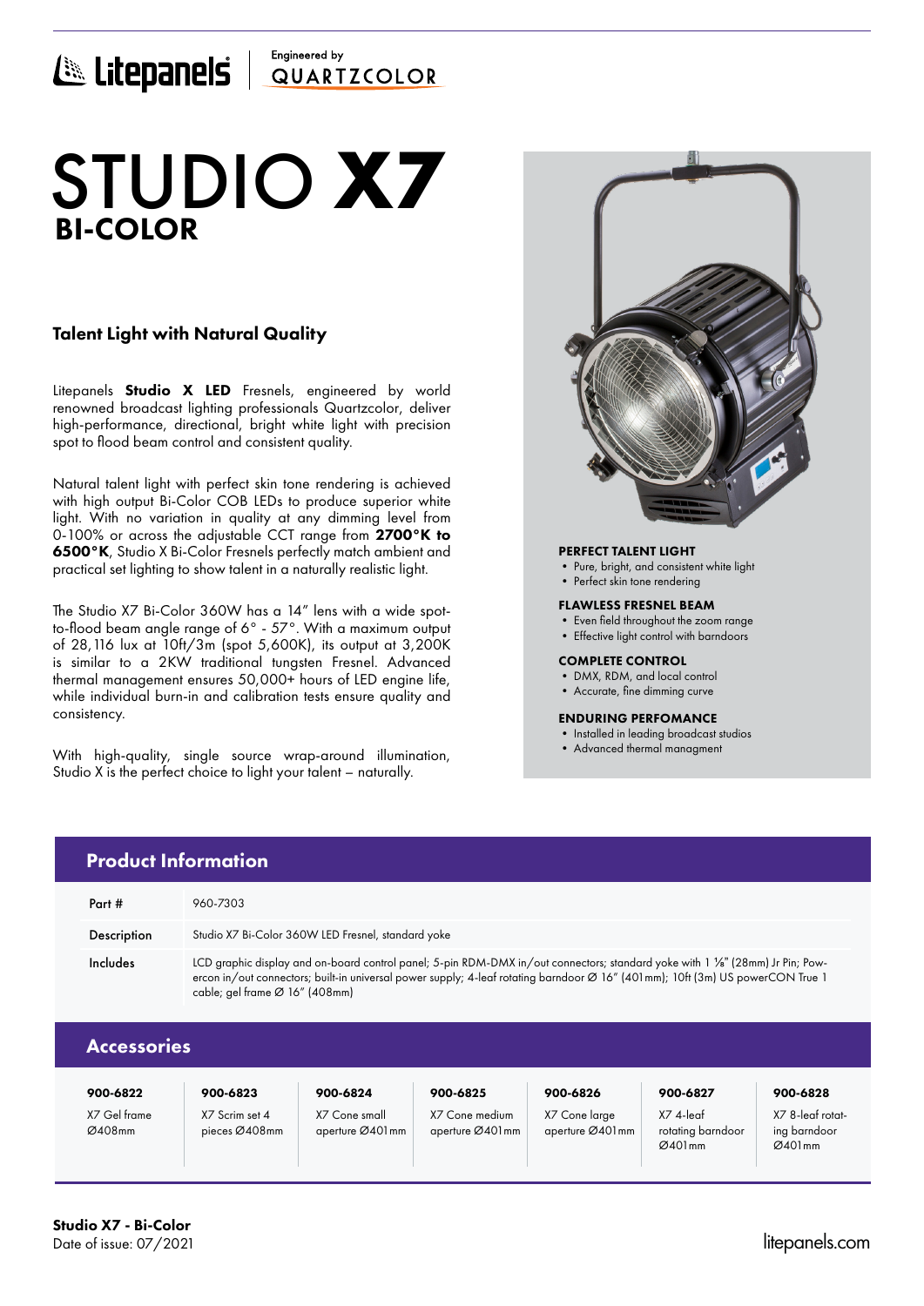Litepanels | Engineered by QUARTZCOLOR

# STUDIO **X7**
## BI-COLOR

### Talent Light with Natural Quality

Litepanels **Studio X LED** Fresnels, engineered by world renowned broadcast lighting professionals Quartzcolor, deliver high-performance, directional, bright white light with precision spot to flood beam control and consistent quality.

Natural talent light with perfect skin tone rendering is achieved with high output Bi-Color COB LEDs to produce superior white light. With no variation in quality at any dimming level from 0-100% or across the adjustable CCT range from **2700°K to 6500°K**, Studio X Bi-Color Fresnels perfectly match ambient and practical set lighting to show talent in a naturally realistic light.

The Studio X7 Bi-Color 360W has a 14" lens with a wide spot-to-flood beam angle range of 6° - 57°. With a maximum output of 28,116 lux at 10ft/3m (spot 5,600K), its output at 3,200K is similar to a 2KW traditional tungsten Fresnel. Advanced thermal management ensures 50,000+ hours of LED engine life, while individual burn-in and calibration tests ensure quality and consistency.

With high-quality, single source wrap-around illumination, Studio X is the perfect choice to light your talent – naturally.

**PERFECT TALENT LIGHT**
- Pure, bright, and consistent white light
- Perfect skin tone rendering

**FLAWLESS FRESNEL BEAM**
- Even field throughout the zoom range
- Effective light control with barndoors

**COMPLETE CONTROL**
- DMX, RDM, and local control
- Accurate, fine dimming curve

**ENDURING PERFOMANCE**
- Installed in leading broadcast studios
- Advanced thermal managment

## Product Information

| | |
|---|---|
| Part # | 960-7303 |
| Description | Studio X7 Bi-Color 360W LED Fresnel, standard yoke |
| Includes | LCD graphic display and on-board control panel; 5-pin RDM-DMX in/out connectors; standard yoke with 1 ⅛" (28mm) Jr Pin; Powercon in/out connectors; built-in universal power supply; 4-leaf rotating barndoor Ø 16" (401mm); 10ft (3m) US powerCON True 1 cable; gel frame Ø 16" (408mm) |

## Accessories

| 900-6822 | 900-6823 | 900-6824 | 900-6825 | 900-6826 | 900-6827 | 900-6828 |
|---|---|---|---|---|---|---|
| X7 Gel frame Ø408mm | X7 Scrim set 4 pieces Ø408mm | X7 Cone small aperture Ø401mm | X7 Cone medium aperture Ø401mm | X7 Cone large aperture Ø401mm | X7 4-leaf rotating barndoor Ø401mm | X7 8-leaf rotating barndoor Ø401mm |

**Studio X7 - Bi-Color**
Date of issue: 07/2021

litepanels.com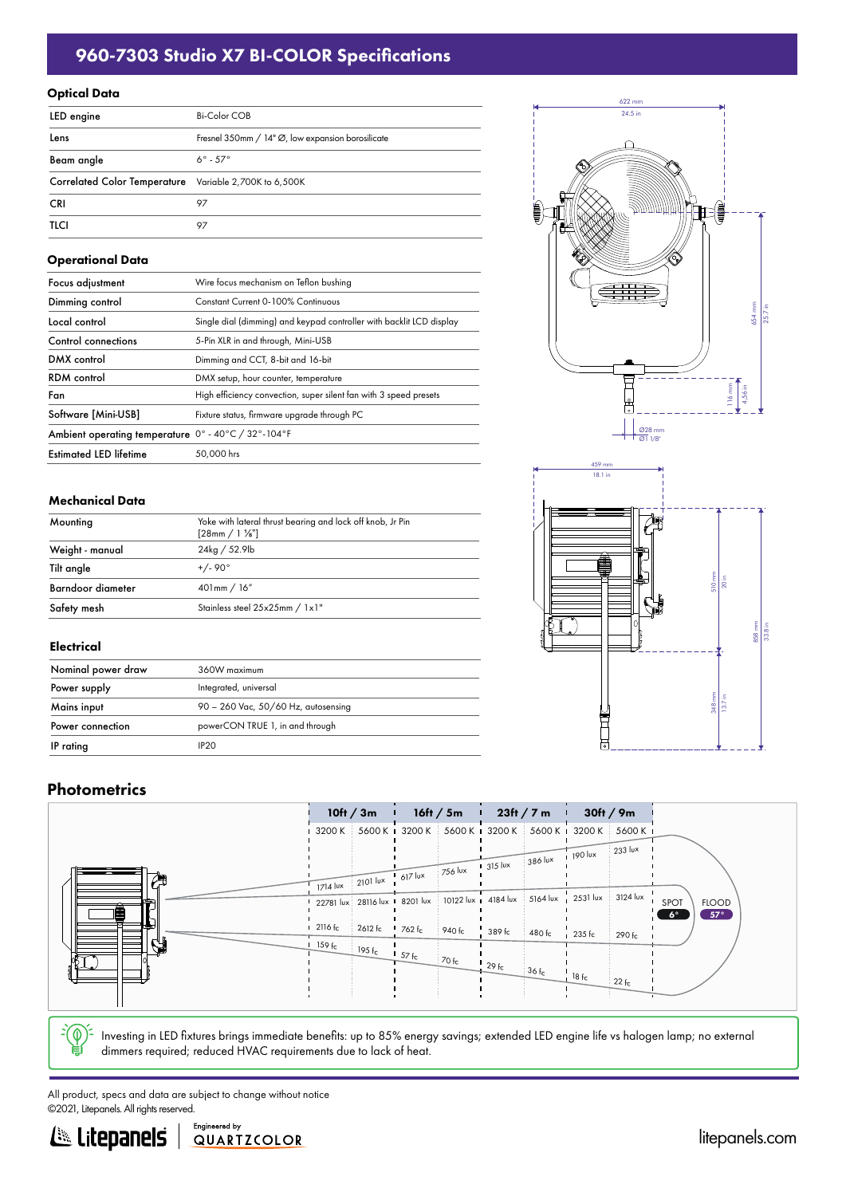## 960-7303 Studio X7 BI-COLOR Specifications

### Optical Data

| | |
|---|---|
| LED engine | Bi-Color COB |
| Lens | Fresnel 350mm / 14" Ø, low expansion borosilicate |
| Beam angle | 6° - 57° |
| Correlated Color Temperature | Variable 2,700K to 6,500K |
| CRI | 97 |
| TLCI | 97 |

### Operational Data

| | |
|---|---|
| Focus adjustment | Wire focus mechanism on Teflon bushing |
| Dimming control | Constant Current 0-100% Continuous |
| Local control | Single dial (dimming) and keypad controller with backlit LCD display |
| Control connections | 5-Pin XLR in and through, Mini-USB |
| DMX control | Dimming and CCT, 8-bit and 16-bit |
| RDM control | DMX setup, hour counter, temperature |
| Fan | High efficiency convection, super silent fan with 3 speed presets |
| Software [Mini-USB] | Fixture status, firmware upgrade through PC |
| Ambient operating temperature | 0° - 40°C / 32°-104°F |
| Estimated LED lifetime | 50,000 hrs |

### Mechanical Data

| | |
|---|---|
| Mounting | Yoke with lateral thrust bearing and lock off knob, Jr Pin [28mm / 1 ⅛"] |
| Weight - manual | 24kg / 52.9lb |
| Tilt angle | +/- 90° |
| Barndoor diameter | 401mm / 16" |
| Safety mesh | Stainless steel 25x25mm / 1x1" |

### Electrical

| | |
|---|---|
| Nominal power draw | 360W maximum |
| Power supply | Integrated, universal |
| Mains input | 90 – 260 Vac, 50/60 Hz, autosensing |
| Power connection | powerCON TRUE 1, in and through |
| IP rating | IP20 |

622 mm
24.5 in
654 mm
25.7 in
116 mm
4.56 in
Ø28 mm
Ø1 1/8"

459 mm
18.1 in
510 mm
20 in
858 mm
33.8 in
348 mm
13.7 in

## Photometrics

10ft / 3m
16ft / 5m
23ft / 7 m
30ft / 9m

3200 K 5600 K 3200 K 5600 K 3200 K 5600 K 3200 K 5600 K

1714 lux 2101 lux 617 lux 756 lux 315 lux 386 lux 190 lux 233 lux
22781 lux 28116 lux 8201 lux 10122 lux 4184 lux 5164 lux 2531 lux 3124 lux
2116 fc 2612 fc 762 fc 940 fc 389 fc 480 fc 235 fc 290 fc
159 fc 195 fc 57 fc 70 fc 29 fc 36 fc 18 fc 22 fc

SPOT 6°
FLOOD 57°

Investing in LED fixtures brings immediate benefits: up to 85% energy savings; extended LED engine life vs halogen lamp; no external dimmers required; reduced HVAC requirements due to lack of heat.

All product, specs and data are subject to change without notice
©2021, Litepanels. All rights reserved.

Litepanels | Engineered by QUARTZCOLOR

litepanels.com